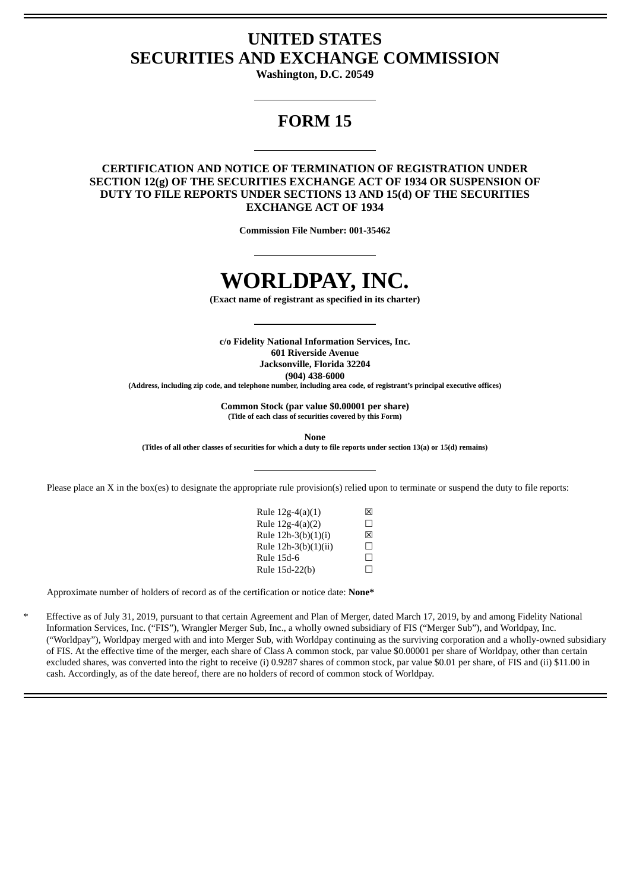# UNITED STATES
# SECURITIES AND EXCHANGE COMMISSION

**Washington, D.C. 20549**

---

## FORM 15

---

**CERTIFICATION AND NOTICE OF TERMINATION OF REGISTRATION UNDER SECTION 12(g) OF THE SECURITIES EXCHANGE ACT OF 1934 OR SUSPENSION OF DUTY TO FILE REPORTS UNDER SECTIONS 13 AND 15(d) OF THE SECURITIES EXCHANGE ACT OF 1934**

**Commission File Number: 001-35462**

---

# WORLDPAY, INC.

**(Exact name of registrant as specified in its charter)**

---

**c/o Fidelity National Information Services, Inc.**
**601 Riverside Avenue**
**Jacksonville, Florida 32204**
**(904) 438-6000**
**(Address, including zip code, and telephone number, including area code, of registrant's principal executive offices)**

**Common Stock (par value $0.00001 per share)**
**(Title of each class of securities covered by this Form)**

**None**
**(Titles of all other classes of securities for which a duty to file reports under section 13(a) or 15(d) remains)**

---

Please place an X in the box(es) to designate the appropriate rule provision(s) relied upon to terminate or suspend the duty to file reports:

| | |
|---|---|
| Rule 12g-4(a)(1) | ☒ |
| Rule 12g-4(a)(2) | ☐ |
| Rule 12h-3(b)(1)(i) | ☒ |
| Rule 12h-3(b)(1)(ii) | ☐ |
| Rule 15d-6 | ☐ |
| Rule 15d-22(b) | ☐ |

Approximate number of holders of record as of the certification or notice date: **None***

* Effective as of July 31, 2019, pursuant to that certain Agreement and Plan of Merger, dated March 17, 2019, by and among Fidelity National Information Services, Inc. ("FIS"), Wrangler Merger Sub, Inc., a wholly owned subsidiary of FIS ("Merger Sub"), and Worldpay, Inc. ("Worldpay"), Worldpay merged with and into Merger Sub, with Worldpay continuing as the surviving corporation and a wholly-owned subsidiary of FIS. At the effective time of the merger, each share of Class A common stock, par value $0.00001 per share of Worldpay, other than certain excluded shares, was converted into the right to receive (i) 0.9287 shares of common stock, par value $0.01 per share, of FIS and (ii) $11.00 in cash. Accordingly, as of the date hereof, there are no holders of record of common stock of Worldpay.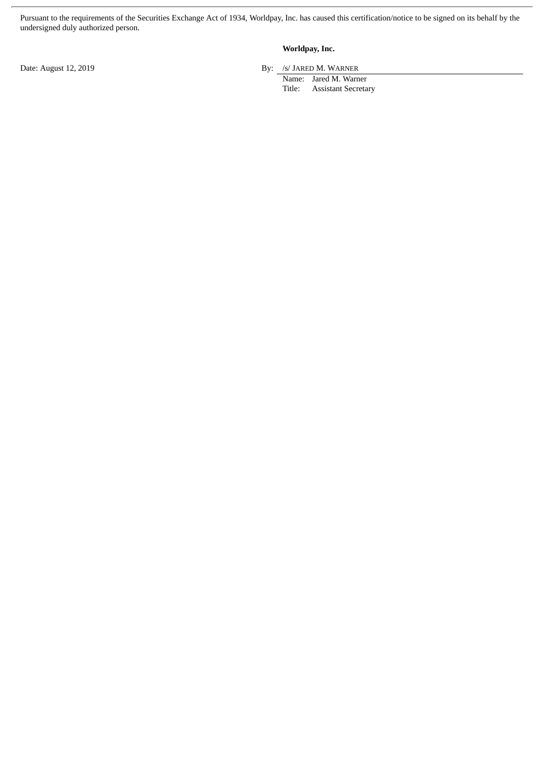Pursuant to the requirements of the Securities Exchange Act of 1934, Worldpay, Inc. has caused this certification/notice to be signed on its behalf by the undersigned duly authorized person.

**Worldpay, Inc.**

Date: August 12, 2019

By: /s/ JARED M. WARNER

Name: Jared M. Warner

Title: Assistant Secretary